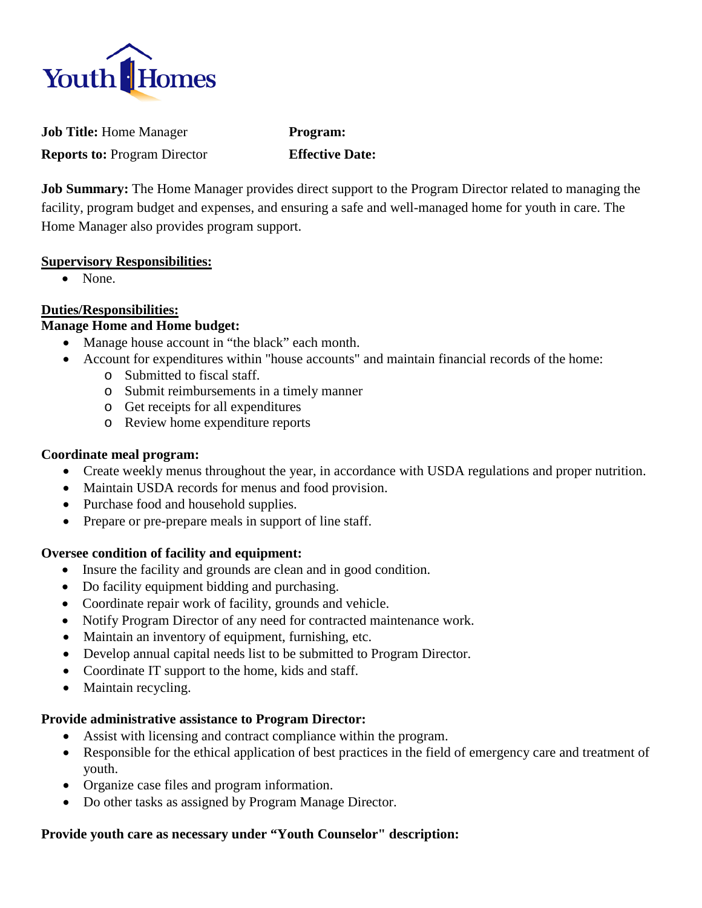Youth Homes

**Job Title:** Home Manager

**Reports to:** Program Director

**Program:**

**Effective Date:**

**Job Summary:** The Home Manager provides direct support to the Program Director related to managing the facility, program budget and expenses, and ensuring a safe and well-managed home for youth in care. The Home Manager also provides program support.

**Supervisory Responsibilities:**

- None.

**Duties/Responsibilities:**

**Manage Home and Home budget:**

- Manage house account in “the black” each month.
- Account for expenditures within "house accounts" and maintain financial records of the home:
  - Submitted to fiscal staff.
  - Submit reimbursements in a timely manner
  - Get receipts for all expenditures
  - Review home expenditure reports

**Coordinate meal program:**

- Create weekly menus throughout the year, in accordance with USDA regulations and proper nutrition.
- Maintain USDA records for menus and food provision.
- Purchase food and household supplies.
- Prepare or pre-prepare meals in support of line staff.

**Oversee condition of facility and equipment:**

- Insure the facility and grounds are clean and in good condition.
- Do facility equipment bidding and purchasing.
- Coordinate repair work of facility, grounds and vehicle.
- Notify Program Director of any need for contracted maintenance work.
- Maintain an inventory of equipment, furnishing, etc.
- Develop annual capital needs list to be submitted to Program Director.
- Coordinate IT support to the home, kids and staff.
- Maintain recycling.

**Provide administrative assistance to Program Director:**

- Assist with licensing and contract compliance within the program.
- Responsible for the ethical application of best practices in the field of emergency care and treatment of youth.
- Organize case files and program information.
- Do other tasks as assigned by Program Manage Director.

**Provide youth care as necessary under “Youth Counselor" description:**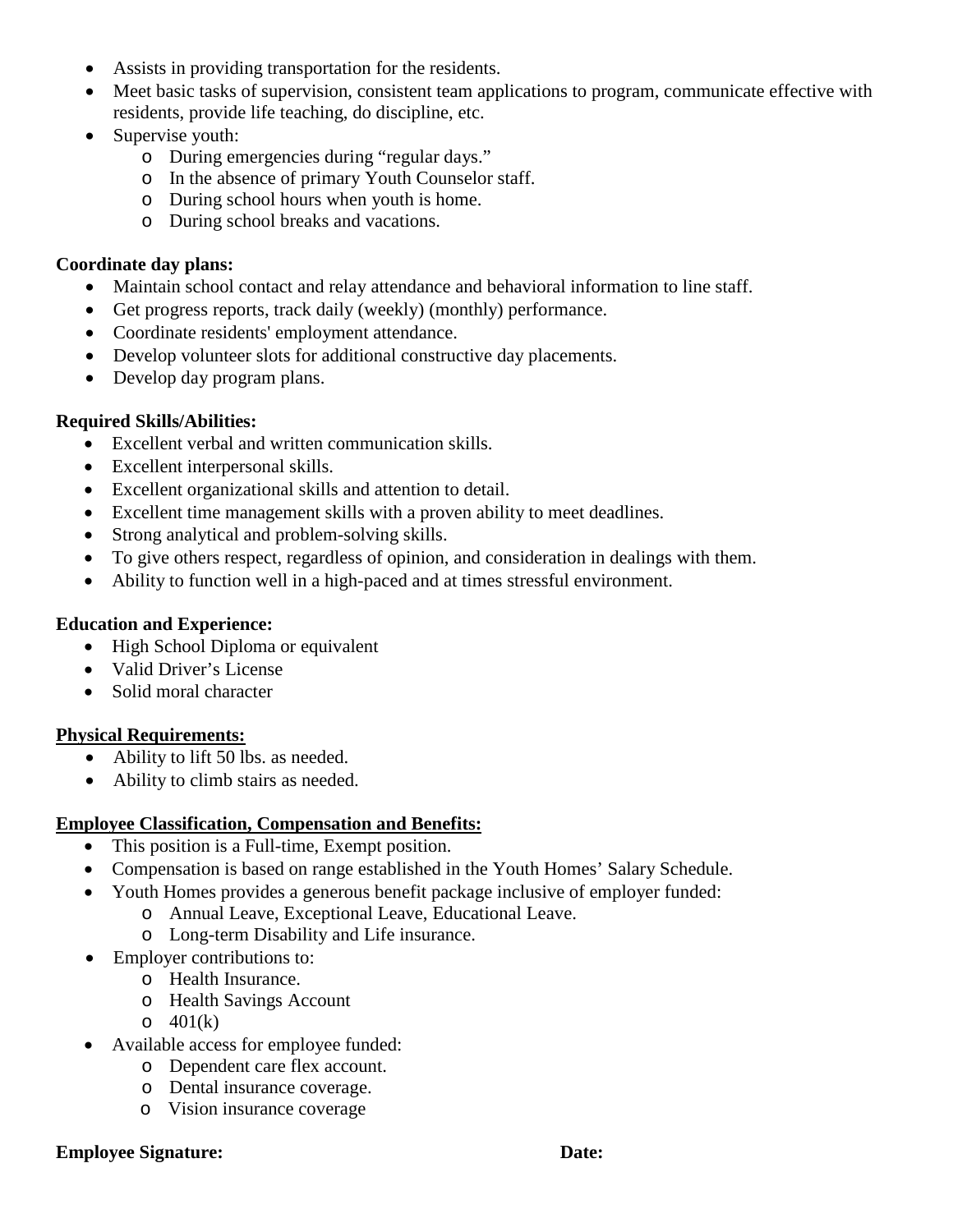- Assists in providing transportation for the residents.
- Meet basic tasks of supervision, consistent team applications to program, communicate effective with residents, provide life teaching, do discipline, etc.
- Supervise youth:
  - During emergencies during "regular days."
  - In the absence of primary Youth Counselor staff.
  - During school hours when youth is home.
  - During school breaks and vacations.

**Coordinate day plans:**

- Maintain school contact and relay attendance and behavioral information to line staff.
- Get progress reports, track daily (weekly) (monthly) performance.
- Coordinate residents' employment attendance.
- Develop volunteer slots for additional constructive day placements.
- Develop day program plans.

**Required Skills/Abilities:**

- Excellent verbal and written communication skills.
- Excellent interpersonal skills.
- Excellent organizational skills and attention to detail.
- Excellent time management skills with a proven ability to meet deadlines.
- Strong analytical and problem-solving skills.
- To give others respect, regardless of opinion, and consideration in dealings with them.
- Ability to function well in a high-paced and at times stressful environment.

**Education and Experience:**

- High School Diploma or equivalent
- Valid Driver's License
- Solid moral character

**<u>Physical Requirements:</u>**

- Ability to lift 50 lbs. as needed.
- Ability to climb stairs as needed.

**<u>Employee Classification, Compensation and Benefits:</u>**

- This position is a Full-time, Exempt position.
- Compensation is based on range established in the Youth Homes' Salary Schedule.
- Youth Homes provides a generous benefit package inclusive of employer funded:
  - Annual Leave, Exceptional Leave, Educational Leave.
  - Long-term Disability and Life insurance.
- Employer contributions to:
  - Health Insurance.
  - Health Savings Account
  - 401(k)
- Available access for employee funded:
  - Dependent care flex account.
  - Dental insurance coverage.
  - Vision insurance coverage

**Employee Signature:** **Date:**